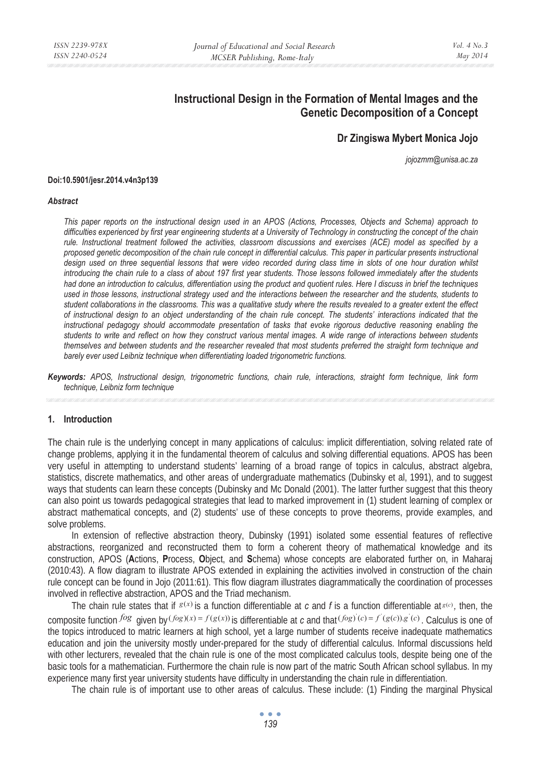# Instructional Design in the Formation of Mental Images and the Genetic Decomposition of a Concept

**Dr Zingiswa Mybert Monica Jojo**

*jojozmm@unisa.ac.za*

**Doi:10.5901/jesr.2014.v4n3p139**

***Abstract***

*This paper reports on the instructional design used in an APOS (Actions, Processes, Objects and Schema) approach to difficulties experienced by first year engineering students at a University of Technology in constructing the concept of the chain rule. Instructional treatment followed the activities, classroom discussions and exercises (ACE) model as specified by a proposed genetic decomposition of the chain rule concept in differential calculus. This paper in particular presents instructional design used on three sequential lessons that were video recorded during class time in slots of one hour duration whilst introducing the chain rule to a class of about 197 first year students. Those lessons followed immediately after the students had done an introduction to calculus, differentiation using the product and quotient rules. Here I discuss in brief the techniques used in those lessons, instructional strategy used and the interactions between the researcher and the students, students to student collaborations in the classrooms. This was a qualitative study where the results revealed to a greater extent the effect of instructional design to an object understanding of the chain rule concept. The students' interactions indicated that the instructional pedagogy should accommodate presentation of tasks that evoke rigorous deductive reasoning enabling the students to write and reflect on how they construct various mental images. A wide range of interactions between students themselves and between students and the researcher revealed that most students preferred the straight form technique and barely ever used Leibniz technique when differentiating loaded trigonometric functions.*

***Keywords:*** *APOS, Instructional design, trigonometric functions, chain rule, interactions, straight form technique, link form technique, Leibniz form technique*

## 1. Introduction

The chain rule is the underlying concept in many applications of calculus: implicit differentiation, solving related rate of change problems, applying it in the fundamental theorem of calculus and solving differential equations. APOS has been very useful in attempting to understand students' learning of a broad range of topics in calculus, abstract algebra, statistics, discrete mathematics, and other areas of undergraduate mathematics (Dubinsky et al, 1991), and to suggest ways that students can learn these concepts (Dubinsky and Mc Donald (2001). The latter further suggest that this theory can also point us towards pedagogical strategies that lead to marked improvement in (1) student learning of complex or abstract mathematical concepts, and (2) students' use of these concepts to prove theorems, provide examples, and solve problems.

In extension of reflective abstraction theory, Dubinsky (1991) isolated some essential features of reflective abstractions, reorganized and reconstructed them to form a coherent theory of mathematical knowledge and its construction, APOS (**A**ctions, **P**rocess, **O**bject, and **S**chema) whose concepts are elaborated further on, in Maharaj (2010:43). A flow diagram to illustrate APOS extended in explaining the activities involved in construction of the chain rule concept can be found in Jojo (2011:61). This flow diagram illustrates diagrammatically the coordination of processes involved in reflective abstraction, APOS and the Triad mechanism.

The chain rule states that if $g(x)$ is a function differentiable at *c* and *f* is a function differentiable at $g(c)$, then, the composite function $fog$ given by $(fog)(x) = f(g(x))$ is differentiable at *c* and that $(fog)'(c) = f'(g(c)).g'(c)$. Calculus is one of the topics introduced to matric learners at high school, yet a large number of students receive inadequate mathematics education and join the university mostly under-prepared for the study of differential calculus. Informal discussions held with other lecturers, revealed that the chain rule is one of the most complicated calculus tools, despite being one of the basic tools for a mathematician. Furthermore the chain rule is now part of the matric South African school syllabus. In my experience many first year university students have difficulty in understanding the chain rule in differentiation.

The chain rule is of important use to other areas of calculus. These include: (1) Finding the marginal Physical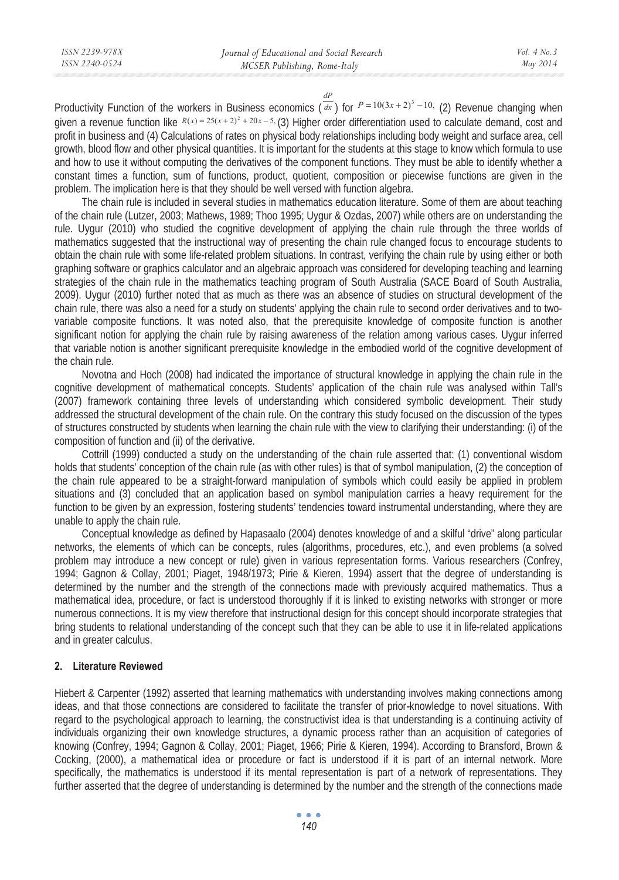Productivity Function of the workers in Business economics ($\frac{dP}{dx}$) for $P = 10(3x+2)^3 - 10,$ (2) Revenue changing when given a revenue function like $R(x) = 25(x+2)^2 + 20x - 5,$ (3) Higher order differentiation used to calculate demand, cost and profit in business and (4) Calculations of rates on physical body relationships including body weight and surface area, cell growth, blood flow and other physical quantities. It is important for the students at this stage to know which formula to use and how to use it without computing the derivatives of the component functions. They must be able to identify whether a constant times a function, sum of functions, product, quotient, composition or piecewise functions are given in the problem. The implication here is that they should be well versed with function algebra.

The chain rule is included in several studies in mathematics education literature. Some of them are about teaching of the chain rule (Lutzer, 2003; Mathews, 1989; Thoo 1995; Uygur & Ozdas, 2007) while others are on understanding the rule. Uygur (2010) who studied the cognitive development of applying the chain rule through the three worlds of mathematics suggested that the instructional way of presenting the chain rule changed focus to encourage students to obtain the chain rule with some life-related problem situations. In contrast, verifying the chain rule by using either or both graphing software or graphics calculator and an algebraic approach was considered for developing teaching and learning strategies of the chain rule in the mathematics teaching program of South Australia (SACE Board of South Australia, 2009). Uygur (2010) further noted that as much as there was an absence of studies on structural development of the chain rule, there was also a need for a study on students' applying the chain rule to second order derivatives and to two-variable composite functions. It was noted also, that the prerequisite knowledge of composite function is another significant notion for applying the chain rule by raising awareness of the relation among various cases. Uygur inferred that variable notion is another significant prerequisite knowledge in the embodied world of the cognitive development of the chain rule.

Novotna and Hoch (2008) had indicated the importance of structural knowledge in applying the chain rule in the cognitive development of mathematical concepts. Students' application of the chain rule was analysed within Tall's (2007) framework containing three levels of understanding which considered symbolic development. Their study addressed the structural development of the chain rule. On the contrary this study focused on the discussion of the types of structures constructed by students when learning the chain rule with the view to clarifying their understanding: (i) of the composition of function and (ii) of the derivative.

Cottrill (1999) conducted a study on the understanding of the chain rule asserted that: (1) conventional wisdom holds that students' conception of the chain rule (as with other rules) is that of symbol manipulation, (2) the conception of the chain rule appeared to be a straight-forward manipulation of symbols which could easily be applied in problem situations and (3) concluded that an application based on symbol manipulation carries a heavy requirement for the function to be given by an expression, fostering students' tendencies toward instrumental understanding, where they are unable to apply the chain rule.

Conceptual knowledge as defined by Hapasaalo (2004) denotes knowledge of and a skilful "drive" along particular networks, the elements of which can be concepts, rules (algorithms, procedures, etc.), and even problems (a solved problem may introduce a new concept or rule) given in various representation forms. Various researchers (Confrey, 1994; Gagnon & Collay, 2001; Piaget, 1948/1973; Pirie & Kieren, 1994) assert that the degree of understanding is determined by the number and the strength of the connections made with previously acquired mathematics. Thus a mathematical idea, procedure, or fact is understood thoroughly if it is linked to existing networks with stronger or more numerous connections. It is my view therefore that instructional design for this concept should incorporate strategies that bring students to relational understanding of the concept such that they can be able to use it in life-related applications and in greater calculus.

## 2. Literature Reviewed

Hiebert & Carpenter (1992) asserted that learning mathematics with understanding involves making connections among ideas, and that those connections are considered to facilitate the transfer of prior-knowledge to novel situations. With regard to the psychological approach to learning, the constructivist idea is that understanding is a continuing activity of individuals organizing their own knowledge structures, a dynamic process rather than an acquisition of categories of knowing (Confrey, 1994; Gagnon & Collay, 2001; Piaget, 1966; Pirie & Kieren, 1994). According to Bransford, Brown & Cocking, (2000), a mathematical idea or procedure or fact is understood if it is part of an internal network. More specifically, the mathematics is understood if its mental representation is part of a network of representations. They further asserted that the degree of understanding is determined by the number and the strength of the connections made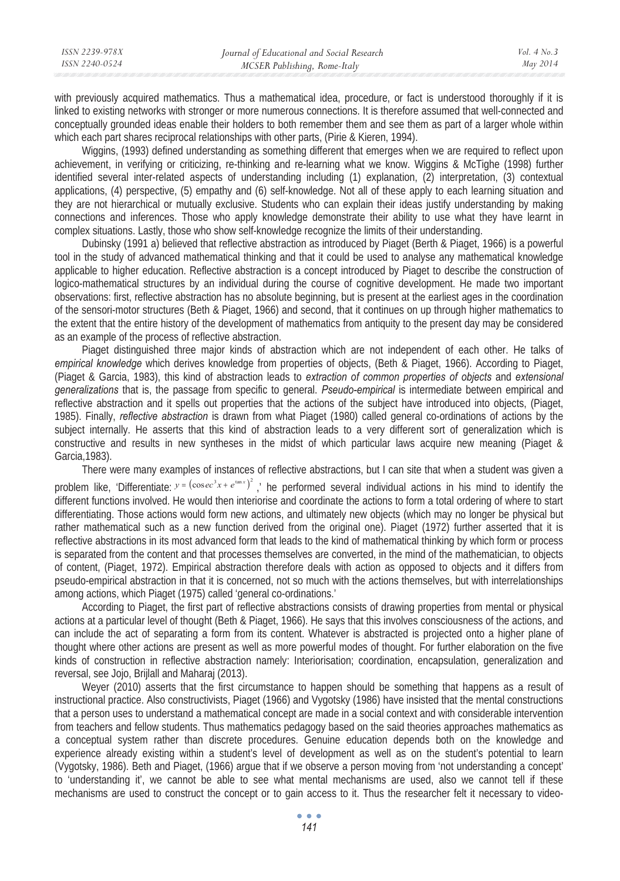with previously acquired mathematics. Thus a mathematical idea, procedure, or fact is understood thoroughly if it is linked to existing networks with stronger or more numerous connections. It is therefore assumed that well-connected and conceptually grounded ideas enable their holders to both remember them and see them as part of a larger whole within which each part shares reciprocal relationships with other parts, (Pirie & Kieren, 1994).

Wiggins, (1993) defined understanding as something different that emerges when we are required to reflect upon achievement, in verifying or criticizing, re-thinking and re-learning what we know. Wiggins & McTighe (1998) further identified several inter-related aspects of understanding including (1) explanation, (2) interpretation, (3) contextual applications, (4) perspective, (5) empathy and (6) self-knowledge. Not all of these apply to each learning situation and they are not hierarchical or mutually exclusive. Students who can explain their ideas justify understanding by making connections and inferences. Those who apply knowledge demonstrate their ability to use what they have learnt in complex situations. Lastly, those who show self-knowledge recognize the limits of their understanding.

Dubinsky (1991 a) believed that reflective abstraction as introduced by Piaget (Berth & Piaget, 1966) is a powerful tool in the study of advanced mathematical thinking and that it could be used to analyse any mathematical knowledge applicable to higher education. Reflective abstraction is a concept introduced by Piaget to describe the construction of logico-mathematical structures by an individual during the course of cognitive development. He made two important observations: first, reflective abstraction has no absolute beginning, but is present at the earliest ages in the coordination of the sensori-motor structures (Beth & Piaget, 1966) and second, that it continues on up through higher mathematics to the extent that the entire history of the development of mathematics from antiquity to the present day may be considered as an example of the process of reflective abstraction.

Piaget distinguished three major kinds of abstraction which are not independent of each other. He talks of *empirical knowledge* which derives knowledge from properties of objects, (Beth & Piaget, 1966). According to Piaget, (Piaget & Garcia, 1983), this kind of abstraction leads to *extraction of common properties of objects* and *extensional generalizations* that is, the passage from specific to general. *Pseudo-empirical* is intermediate between empirical and reflective abstraction and it spells out properties that the actions of the subject have introduced into objects, (Piaget, 1985). Finally, *reflective abstraction* is drawn from what Piaget (1980) called general co-ordinations of actions by the subject internally. He asserts that this kind of abstraction leads to a very different sort of generalization which is constructive and results in new syntheses in the midst of which particular laws acquire new meaning (Piaget & Garcia,1983).

There were many examples of instances of reflective abstractions, but I can site that when a student was given a problem like, 'Differentiate: $y = \left(\operatorname{cosec}^3 x + e^{\tan x}\right)^2$,' he performed several individual actions in his mind to identify the different functions involved. He would then interiorise and coordinate the actions to form a total ordering of where to start differentiating. Those actions would form new actions, and ultimately new objects (which may no longer be physical but rather mathematical such as a new function derived from the original one). Piaget (1972) further asserted that it is reflective abstractions in its most advanced form that leads to the kind of mathematical thinking by which form or process is separated from the content and that processes themselves are converted, in the mind of the mathematician, to objects of content, (Piaget, 1972). Empirical abstraction therefore deals with action as opposed to objects and it differs from pseudo-empirical abstraction in that it is concerned, not so much with the actions themselves, but with interrelationships among actions, which Piaget (1975) called 'general co-ordinations.'

According to Piaget, the first part of reflective abstractions consists of drawing properties from mental or physical actions at a particular level of thought (Beth & Piaget, 1966). He says that this involves consciousness of the actions, and can include the act of separating a form from its content. Whatever is abstracted is projected onto a higher plane of thought where other actions are present as well as more powerful modes of thought. For further elaboration on the five kinds of construction in reflective abstraction namely: Interiorisation; coordination, encapsulation, generalization and reversal, see Jojo, Brijlall and Maharaj (2013).

Weyer (2010) asserts that the first circumstance to happen should be something that happens as a result of instructional practice. Also constructivists, Piaget (1966) and Vygotsky (1986) have insisted that the mental constructions that a person uses to understand a mathematical concept are made in a social context and with considerable intervention from teachers and fellow students. Thus mathematics pedagogy based on the said theories approaches mathematics as a conceptual system rather than discrete procedures. Genuine education depends both on the knowledge and experience already existing within a student's level of development as well as on the student's potential to learn (Vygotsky, 1986). Beth and Piaget, (1966) argue that if we observe a person moving from 'not understanding a concept' to 'understanding it', we cannot be able to see what mental mechanisms are used, also we cannot tell if these mechanisms are used to construct the concept or to gain access to it. Thus the researcher felt it necessary to video-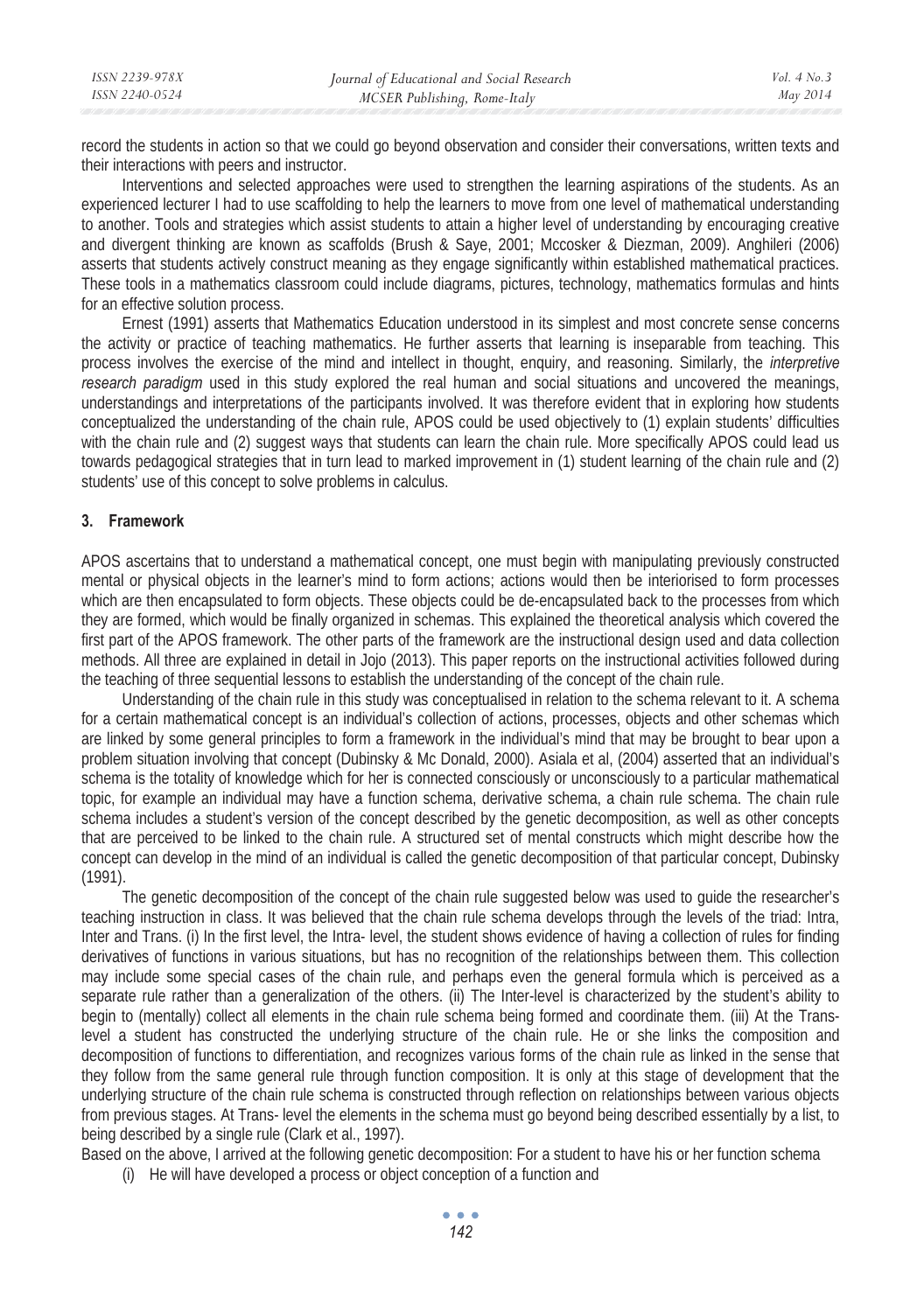record the students in action so that we could go beyond observation and consider their conversations, written texts and their interactions with peers and instructor.

Interventions and selected approaches were used to strengthen the learning aspirations of the students. As an experienced lecturer I had to use scaffolding to help the learners to move from one level of mathematical understanding to another. Tools and strategies which assist students to attain a higher level of understanding by encouraging creative and divergent thinking are known as scaffolds (Brush & Saye, 2001; Mccosker & Diezman, 2009). Anghileri (2006) asserts that students actively construct meaning as they engage significantly within established mathematical practices. These tools in a mathematics classroom could include diagrams, pictures, technology, mathematics formulas and hints for an effective solution process.

Ernest (1991) asserts that Mathematics Education understood in its simplest and most concrete sense concerns the activity or practice of teaching mathematics. He further asserts that learning is inseparable from teaching. This process involves the exercise of the mind and intellect in thought, enquiry, and reasoning. Similarly, the *interpretive research paradigm* used in this study explored the real human and social situations and uncovered the meanings, understandings and interpretations of the participants involved. It was therefore evident that in exploring how students conceptualized the understanding of the chain rule, APOS could be used objectively to (1) explain students' difficulties with the chain rule and (2) suggest ways that students can learn the chain rule. More specifically APOS could lead us towards pedagogical strategies that in turn lead to marked improvement in (1) student learning of the chain rule and (2) students' use of this concept to solve problems in calculus.

## 3. Framework

APOS ascertains that to understand a mathematical concept, one must begin with manipulating previously constructed mental or physical objects in the learner's mind to form actions; actions would then be interiorised to form processes which are then encapsulated to form objects. These objects could be de-encapsulated back to the processes from which they are formed, which would be finally organized in schemas. This explained the theoretical analysis which covered the first part of the APOS framework. The other parts of the framework are the instructional design used and data collection methods. All three are explained in detail in Jojo (2013). This paper reports on the instructional activities followed during the teaching of three sequential lessons to establish the understanding of the concept of the chain rule.

Understanding of the chain rule in this study was conceptualised in relation to the schema relevant to it. A schema for a certain mathematical concept is an individual's collection of actions, processes, objects and other schemas which are linked by some general principles to form a framework in the individual's mind that may be brought to bear upon a problem situation involving that concept (Dubinsky & Mc Donald, 2000). Asiala et al, (2004) asserted that an individual's schema is the totality of knowledge which for her is connected consciously or unconsciously to a particular mathematical topic, for example an individual may have a function schema, derivative schema, a chain rule schema. The chain rule schema includes a student's version of the concept described by the genetic decomposition, as well as other concepts that are perceived to be linked to the chain rule. A structured set of mental constructs which might describe how the concept can develop in the mind of an individual is called the genetic decomposition of that particular concept, Dubinsky (1991).

The genetic decomposition of the concept of the chain rule suggested below was used to guide the researcher's teaching instruction in class. It was believed that the chain rule schema develops through the levels of the triad: Intra, Inter and Trans. (i) In the first level, the Intra- level, the student shows evidence of having a collection of rules for finding derivatives of functions in various situations, but has no recognition of the relationships between them. This collection may include some special cases of the chain rule, and perhaps even the general formula which is perceived as a separate rule rather than a generalization of the others. (ii) The Inter-level is characterized by the student's ability to begin to (mentally) collect all elements in the chain rule schema being formed and coordinate them. (iii) At the Trans-level a student has constructed the underlying structure of the chain rule. He or she links the composition and decomposition of functions to differentiation, and recognizes various forms of the chain rule as linked in the sense that they follow from the same general rule through function composition. It is only at this stage of development that the underlying structure of the chain rule schema is constructed through reflection on relationships between various objects from previous stages. At Trans- level the elements in the schema must go beyond being described essentially by a list, to being described by a single rule (Clark et al., 1997).

Based on the above, I arrived at the following genetic decomposition: For a student to have his or her function schema

(i) He will have developed a process or object conception of a function and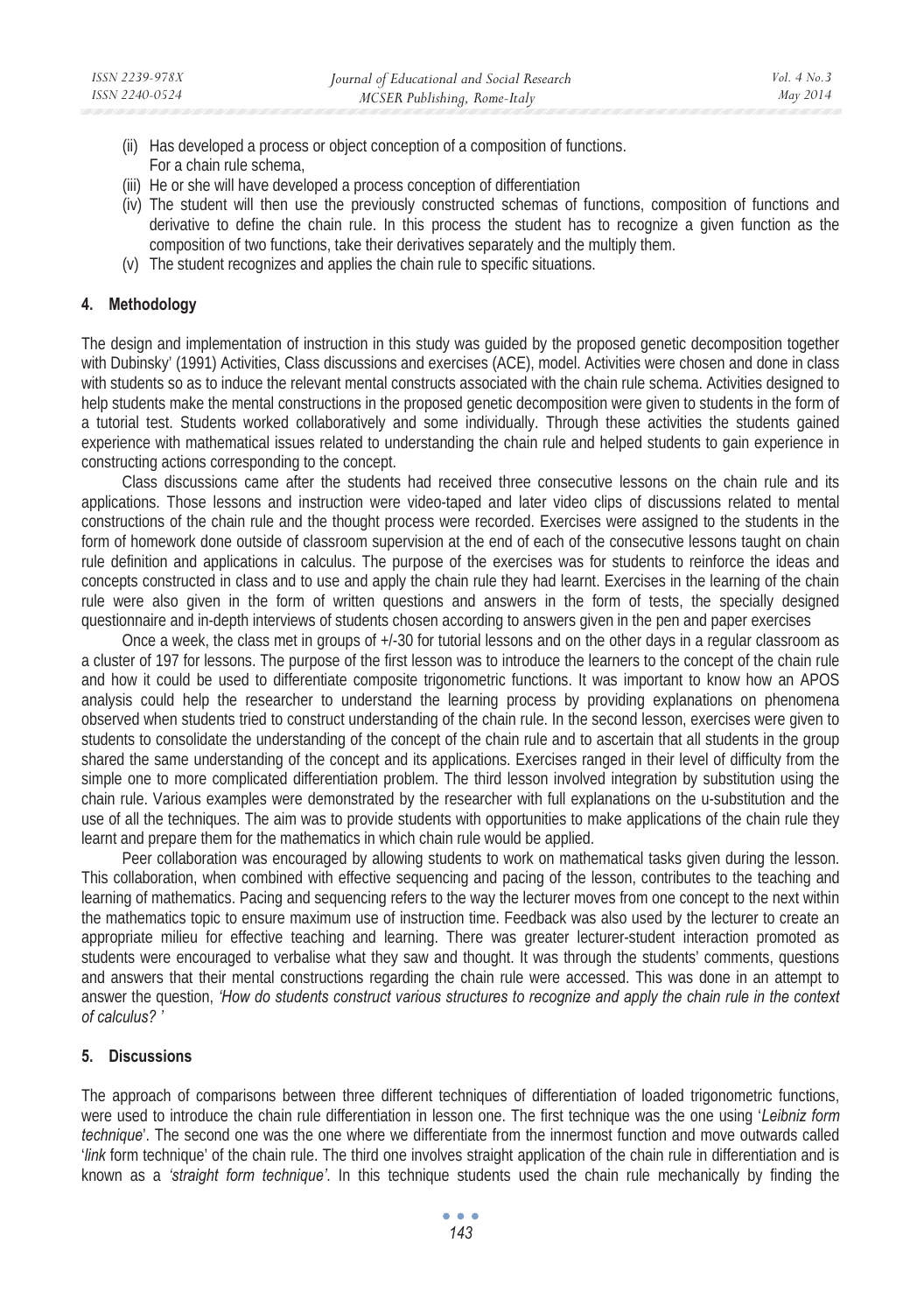(ii) Has developed a process or object conception of a composition of functions.  
For a chain rule schema,

(iii) He or she will have developed a process conception of differentiation

(iv) The student will then use the previously constructed schemas of functions, composition of functions and derivative to define the chain rule. In this process the student has to recognize a given function as the composition of two functions, take their derivatives separately and the multiply them.

(v) The student recognizes and applies the chain rule to specific situations.

## 4. Methodology

The design and implementation of instruction in this study was guided by the proposed genetic decomposition together with Dubinsky' (1991) Activities, Class discussions and exercises (ACE), model. Activities were chosen and done in class with students so as to induce the relevant mental constructs associated with the chain rule schema. Activities designed to help students make the mental constructions in the proposed genetic decomposition were given to students in the form of a tutorial test. Students worked collaboratively and some individually. Through these activities the students gained experience with mathematical issues related to understanding the chain rule and helped students to gain experience in constructing actions corresponding to the concept.

Class discussions came after the students had received three consecutive lessons on the chain rule and its applications. Those lessons and instruction were video-taped and later video clips of discussions related to mental constructions of the chain rule and the thought process were recorded. Exercises were assigned to the students in the form of homework done outside of classroom supervision at the end of each of the consecutive lessons taught on chain rule definition and applications in calculus. The purpose of the exercises was for students to reinforce the ideas and concepts constructed in class and to use and apply the chain rule they had learnt. Exercises in the learning of the chain rule were also given in the form of written questions and answers in the form of tests, the specially designed questionnaire and in-depth interviews of students chosen according to answers given in the pen and paper exercises

Once a week, the class met in groups of +/-30 for tutorial lessons and on the other days in a regular classroom as a cluster of 197 for lessons. The purpose of the first lesson was to introduce the learners to the concept of the chain rule and how it could be used to differentiate composite trigonometric functions. It was important to know how an APOS analysis could help the researcher to understand the learning process by providing explanations on phenomena observed when students tried to construct understanding of the chain rule. In the second lesson, exercises were given to students to consolidate the understanding of the concept of the chain rule and to ascertain that all students in the group shared the same understanding of the concept and its applications. Exercises ranged in their level of difficulty from the simple one to more complicated differentiation problem. The third lesson involved integration by substitution using the chain rule. Various examples were demonstrated by the researcher with full explanations on the u-substitution and the use of all the techniques. The aim was to provide students with opportunities to make applications of the chain rule they learnt and prepare them for the mathematics in which chain rule would be applied.

Peer collaboration was encouraged by allowing students to work on mathematical tasks given during the lesson. This collaboration, when combined with effective sequencing and pacing of the lesson, contributes to the teaching and learning of mathematics. Pacing and sequencing refers to the way the lecturer moves from one concept to the next within the mathematics topic to ensure maximum use of instruction time. Feedback was also used by the lecturer to create an appropriate milieu for effective teaching and learning. There was greater lecturer-student interaction promoted as students were encouraged to verbalise what they saw and thought. It was through the students' comments, questions and answers that their mental constructions regarding the chain rule were accessed. This was done in an attempt to answer the question, *'How do students construct various structures to recognize and apply the chain rule in the context of calculus? '*

## 5. Discussions

The approach of comparisons between three different techniques of differentiation of loaded trigonometric functions, were used to introduce the chain rule differentiation in lesson one. The first technique was the one using '*Leibniz form technique*'. The second one was the one where we differentiate from the innermost function and move outwards called '*link* form technique' of the chain rule. The third one involves straight application of the chain rule in differentiation and is known as a *'straight form technique'*. In this technique students used the chain rule mechanically by finding the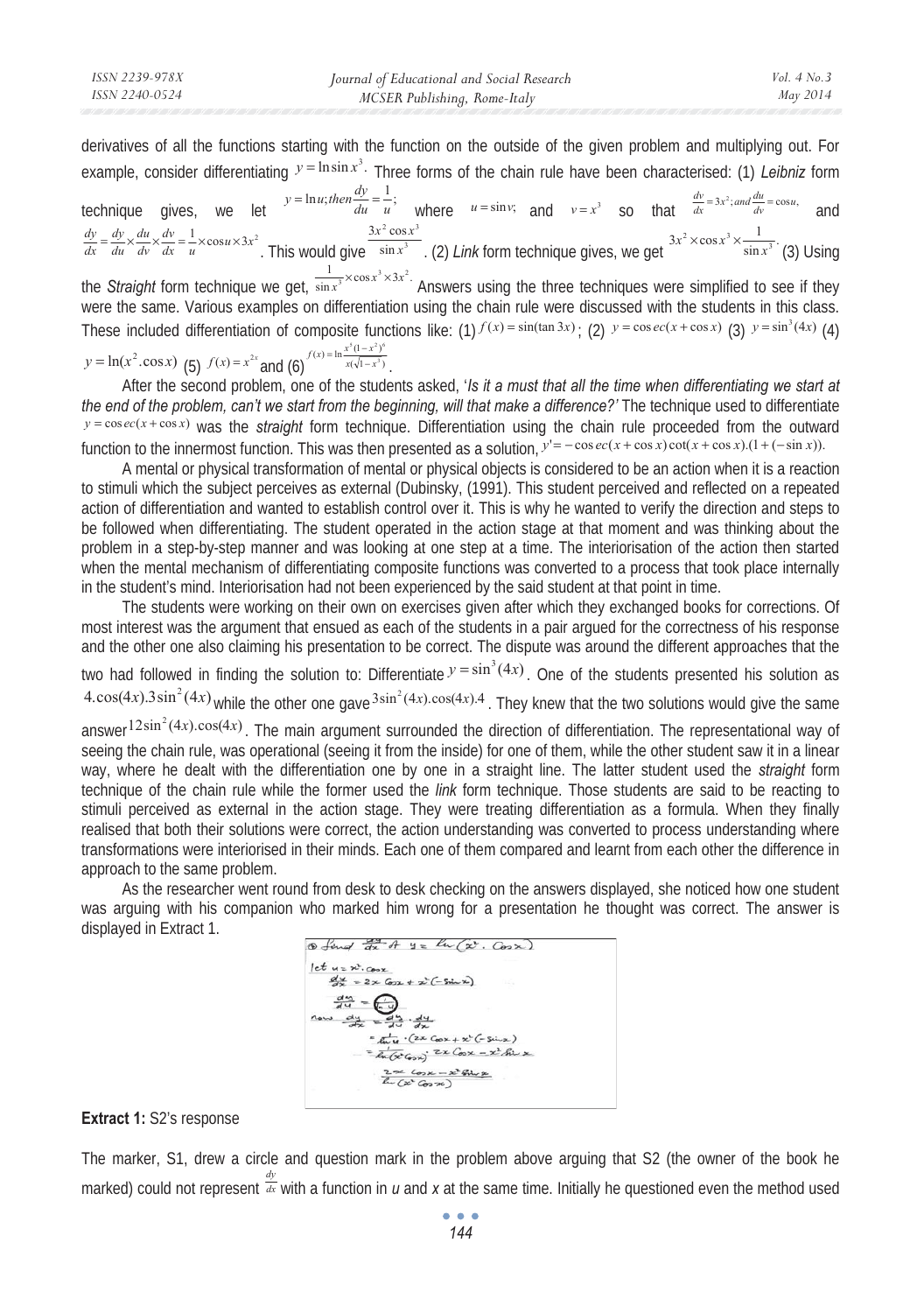derivatives of all the functions starting with the function on the outside of the given problem and multiplying out. For example, consider differentiating $y = \ln \sin x^3$. Three forms of the chain rule have been characterised: (1) *Leibniz* form technique gives, we let $y = \ln u; then \frac{dy}{du} = \frac{1}{u}$; where $u = \sin v$; and $v = x^3$ so that $\frac{dv}{dx} = 3x^2; and \frac{du}{dv} = \cos u$, and $\frac{dy}{dx} = \frac{dy}{du} \times \frac{du}{dv} \times \frac{dv}{dx} = \frac{1}{u} \times \cos u \times 3x^2$. This would give $\frac{3x^2 \cos x^3}{\sin x^3}$. (2) *Link* form technique gives, we get $3x^2 \times \cos x^3 \times \frac{1}{\sin x^3}$. (3) Using the *Straight* form technique we get, $\frac{1}{\sin x^3} \times \cos x^3 \times 3x^2$. Answers using the three techniques were simplified to see if they were the same. Various examples on differentiation using the chain rule were discussed with the students in this class. These included differentiation of composite functions like: (1) $f(x) = \sin(\tan 3x)$; (2) $y = \cos ec(x + \cos x)$ (3) $y = \sin^3(4x)$ (4) $y = \ln(x^2 . \cos x)$ (5) $f(x) = x^{2x}$ and (6) $f(x) = \ln \frac{x^3(1-x^2)^6}{x(\sqrt{1-x^3})}$.

After the second problem, one of the students asked, '*Is it a must that all the time when differentiating we start at the end of the problem, can't we start from the beginning, will that make a difference?'* The technique used to differentiate $y = \cos ec(x + \cos x)$ was the *straight* form technique. Differentiation using the chain rule proceeded from the outward function to the innermost function. This was then presented as a solution, $y' = -\cos ec(x + \cos x)\cot(x + \cos x).(1 + (-\sin x))$.

A mental or physical transformation of mental or physical objects is considered to be an action when it is a reaction to stimuli which the subject perceives as external (Dubinsky, (1991). This student perceived and reflected on a repeated action of differentiation and wanted to establish control over it. This is why he wanted to verify the direction and steps to be followed when differentiating. The student operated in the action stage at that moment and was thinking about the problem in a step-by-step manner and was looking at one step at a time. The interiorisation of the action then started when the mental mechanism of differentiating composite functions was converted to a process that took place internally in the student's mind. Interiorisation had not been experienced by the said student at that point in time.

The students were working on their own on exercises given after which they exchanged books for corrections. Of most interest was the argument that ensued as each of the students in a pair argued for the correctness of his response and the other one also claiming his presentation to be correct. The dispute was around the different approaches that the two had followed in finding the solution to: Differentiate $y = \sin^3(4x)$. One of the students presented his solution as $4.\cos(4x).3\sin^2(4x)$ while the other one gave $3\sin^2(4x).\cos(4x).4$. They knew that the two solutions would give the same answer $12\sin^2(4x).\cos(4x)$. The main argument surrounded the direction of differentiation. The representational way of seeing the chain rule, was operational (seeing it from the inside) for one of them, while the other student saw it in a linear way, where he dealt with the differentiation one by one in a straight line. The latter student used the *straight* form technique of the chain rule while the former used the *link* form technique. Those students are said to be reacting to stimuli perceived as external in the action stage. They were treating differentiation as a formula. When they finally realised that both their solutions were correct, the action understanding was converted to process understanding where transformations were interiorised in their minds. Each one of them compared and learnt from each other the difference in approach to the same problem.

As the researcher went round from desk to desk checking on the answers displayed, she noticed how one student was arguing with his companion who marked him wrong for a presentation he thought was correct. The answer is displayed in Extract 1.

**Extract 1:** S2's response

The marker, S1, drew a circle and question mark in the problem above arguing that S2 (the owner of the book he marked) could not represent $\frac{dy}{dx}$ with a function in *u* and *x* at the same time. Initially he questioned even the method used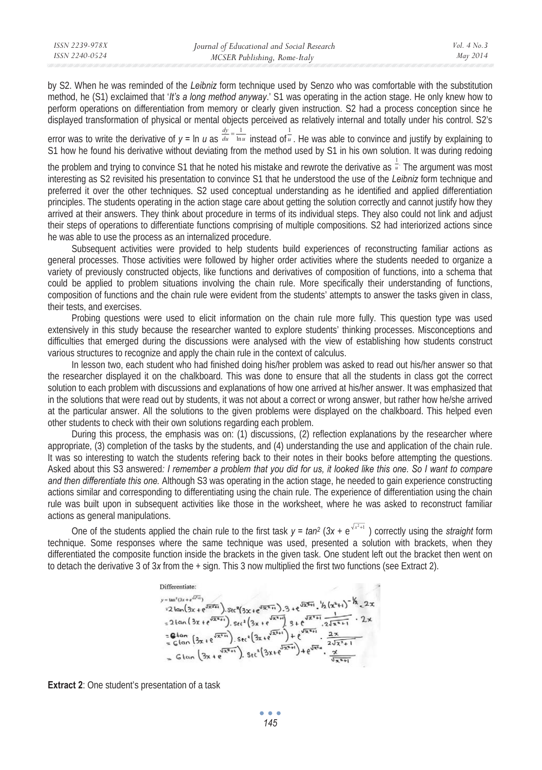by S2. When he was reminded of the *Leibniz* form technique used by Senzo who was comfortable with the substitution method, he (S1) exclaimed that '*It's a long method anyway*.' S1 was operating in the action stage. He only knew how to perform operations on differentiation from memory or clearly given instruction. S2 had a process conception since he displayed transformation of physical or mental objects perceived as relatively internal and totally under his control. S2's error was to write the derivative of $y = \ln u$ as $\frac{dy}{du} = \frac{1}{\ln u}$ instead of $\frac{1}{u}$. He was able to convince and justify by explaining to S1 how he found his derivative without deviating from the method used by S1 in his own solution. It was during redoing the problem and trying to convince S1 that he noted his mistake and rewrote the derivative as $\frac{1}{u}$. The argument was most interesting as S2 revisited his presentation to convince S1 that he understood the use of the *Leibniz* form technique and preferred it over the other techniques. S2 used conceptual understanding as he identified and applied differentiation principles. The students operating in the action stage care about getting the solution correctly and cannot justify how they arrived at their answers. They think about procedure in terms of its individual steps. They also could not link and adjust their steps of operations to differentiate functions comprising of multiple compositions. S2 had interiorized actions since he was able to use the process as an internalized procedure.

Subsequent activities were provided to help students build experiences of reconstructing familiar actions as general processes. Those activities were followed by higher order activities where the students needed to organize a variety of previously constructed objects, like functions and derivatives of composition of functions, into a schema that could be applied to problem situations involving the chain rule. More specifically their understanding of functions, composition of functions and the chain rule were evident from the students' attempts to answer the tasks given in class, their tests, and exercises.

Probing questions were used to elicit information on the chain rule more fully. This question type was used extensively in this study because the researcher wanted to explore students' thinking processes. Misconceptions and difficulties that emerged during the discussions were analysed with the view of establishing how students construct various structures to recognize and apply the chain rule in the context of calculus.

In lesson two, each student who had finished doing his/her problem was asked to read out his/her answer so that the researcher displayed it on the chalkboard. This was done to ensure that all the students in class got the correct solution to each problem with discussions and explanations of how one arrived at his/her answer. It was emphasized that in the solutions that were read out by students, it was not about a correct or wrong answer, but rather how he/she arrived at the particular answer. All the solutions to the given problems were displayed on the chalkboard. This helped even other students to check with their own solutions regarding each problem.

During this process, the emphasis was on: (1) discussions, (2) reflection explanations by the researcher where appropriate, (3) completion of the tasks by the students, and (4) understanding the use and application of the chain rule. It was so interesting to watch the students refering back to their notes in their books before attempting the questions. Asked about this S3 answered*: I remember a problem that you did for us, it looked like this one. So I want to compare and then differentiate this one.* Although S3 was operating in the action stage, he needed to gain experience constructing actions similar and corresponding to differentiating using the chain rule. The experience of differentiation using the chain rule was built upon in subsequent activities like those in the worksheet, where he was asked to reconstruct familiar actions as general manipulations.

One of the students applied the chain rule to the first task $y = \tan^2(3x + e^{\sqrt{x^2+1}})$ correctly using the *straight* form technique. Some responses where the same technique was used, presented a solution with brackets, when they differentiated the composite function inside the brackets in the given task. One student left out the bracket then went on to detach the derivative 3 of 3*x* from the + sign. This 3 now multiplied the first two functions (see Extract 2).

Differentiate:

$y = \tan^2(3x + e^{\sqrt{x^2+1}})$

$= 2\tan(3x + e^{\sqrt{x^2+1}}) . \sec^2(3x + e^{\sqrt{x^2+1}}) . 3 + e^{\sqrt{x^2+1}} . \frac{1}{2}(x^2+1)^{-\frac{1}{2}} . 2x$

$= 2\tan(3x + e^{\sqrt{x^2+1}}) . \sec^2(3x + e^{\sqrt{x^2+1}})\, 3 + e^{\sqrt{x^2+1}} \frac{1}{2\sqrt{x^2+1}} . 2x$

$= 6\tan(3x + e^{\sqrt{x^2+1}}) . \sec^2(3x + e^{\sqrt{x^2+1}}) + e^{\sqrt{x^2+1}} . \frac{2x}{2\sqrt{x^2+1}}$

$= 6\tan(3x + e^{\sqrt{x^2+1}}) . \sec^2(3x + e^{\sqrt{x^2+1}}) + e^{\sqrt{x^2+1}} . \frac{x}{\sqrt{x^2+1}}$

**Extract 2**: One student's presentation of a task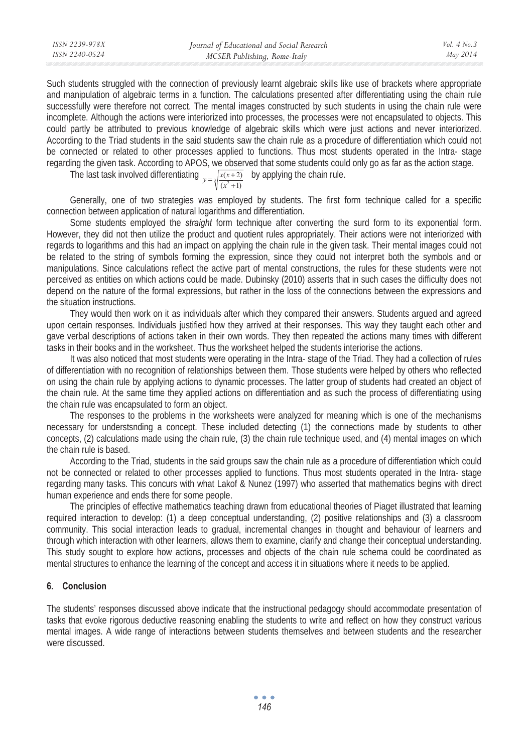Such students struggled with the connection of previously learnt algebraic skills like use of brackets where appropriate and manipulation of algebraic terms in a function. The calculations presented after differentiating using the chain rule successfully were therefore not correct. The mental images constructed by such students in using the chain rule were incomplete. Although the actions were interiorized into processes, the processes were not encapsulated to objects. This could partly be attributed to previous knowledge of algebraic skills which were just actions and never interiorized. According to the Triad students in the said students saw the chain rule as a procedure of differentiation which could not be connected or related to other processes applied to functions. Thus most students operated in the Intra- stage regarding the given task. According to APOS, we observed that some students could only go as far as the action stage.

The last task involved differentiating $y = \sqrt[3]{\frac{x(x+2)}{(x^2+1)}}$ by applying the chain rule.

Generally, one of two strategies was employed by students. The first form technique called for a specific connection between application of natural logarithms and differentiation.

Some students employed the *straight* form technique after converting the surd form to its exponential form. However, they did not then utilize the product and quotient rules appropriately. Their actions were not interiorized with regards to logarithms and this had an impact on applying the chain rule in the given task. Their mental images could not be related to the string of symbols forming the expression, since they could not interpret both the symbols and or manipulations. Since calculations reflect the active part of mental constructions, the rules for these students were not perceived as entities on which actions could be made. Dubinsky (2010) asserts that in such cases the difficulty does not depend on the nature of the formal expressions, but rather in the loss of the connections between the expressions and the situation instructions.

They would then work on it as individuals after which they compared their answers. Students argued and agreed upon certain responses. Individuals justified how they arrived at their responses. This way they taught each other and gave verbal descriptions of actions taken in their own words. They then repeated the actions many times with different tasks in their books and in the worksheet. Thus the worksheet helped the students interiorise the actions.

It was also noticed that most students were operating in the Intra- stage of the Triad. They had a collection of rules of differentiation with no recognition of relationships between them. Those students were helped by others who reflected on using the chain rule by applying actions to dynamic processes. The latter group of students had created an object of the chain rule. At the same time they applied actions on differentiation and as such the process of differentiating using the chain rule was encapsulated to form an object.

The responses to the problems in the worksheets were analyzed for meaning which is one of the mechanisms necessary for understsnding a concept. These included detecting (1) the connections made by students to other concepts, (2) calculations made using the chain rule, (3) the chain rule technique used, and (4) mental images on which the chain rule is based.

According to the Triad, students in the said groups saw the chain rule as a procedure of differentiation which could not be connected or related to other processes applied to functions. Thus most students operated in the Intra- stage regarding many tasks. This concurs with what Lakof & Nunez (1997) who asserted that mathematics begins with direct human experience and ends there for some people.

The principles of effective mathematics teaching drawn from educational theories of Piaget illustrated that learning required interaction to develop: (1) a deep conceptual understanding, (2) positive relationships and (3) a classroom community. This social interaction leads to gradual, incremental changes in thought and behaviour of learners and through which interaction with other learners, allows them to examine, clarify and change their conceptual understanding. This study sought to explore how actions, processes and objects of the chain rule schema could be coordinated as mental structures to enhance the learning of the concept and access it in situations where it needs to be applied.

## 6. Conclusion

The students' responses discussed above indicate that the instructional pedagogy should accommodate presentation of tasks that evoke rigorous deductive reasoning enabling the students to write and reflect on how they construct various mental images. A wide range of interactions between students themselves and between students and the researcher were discussed.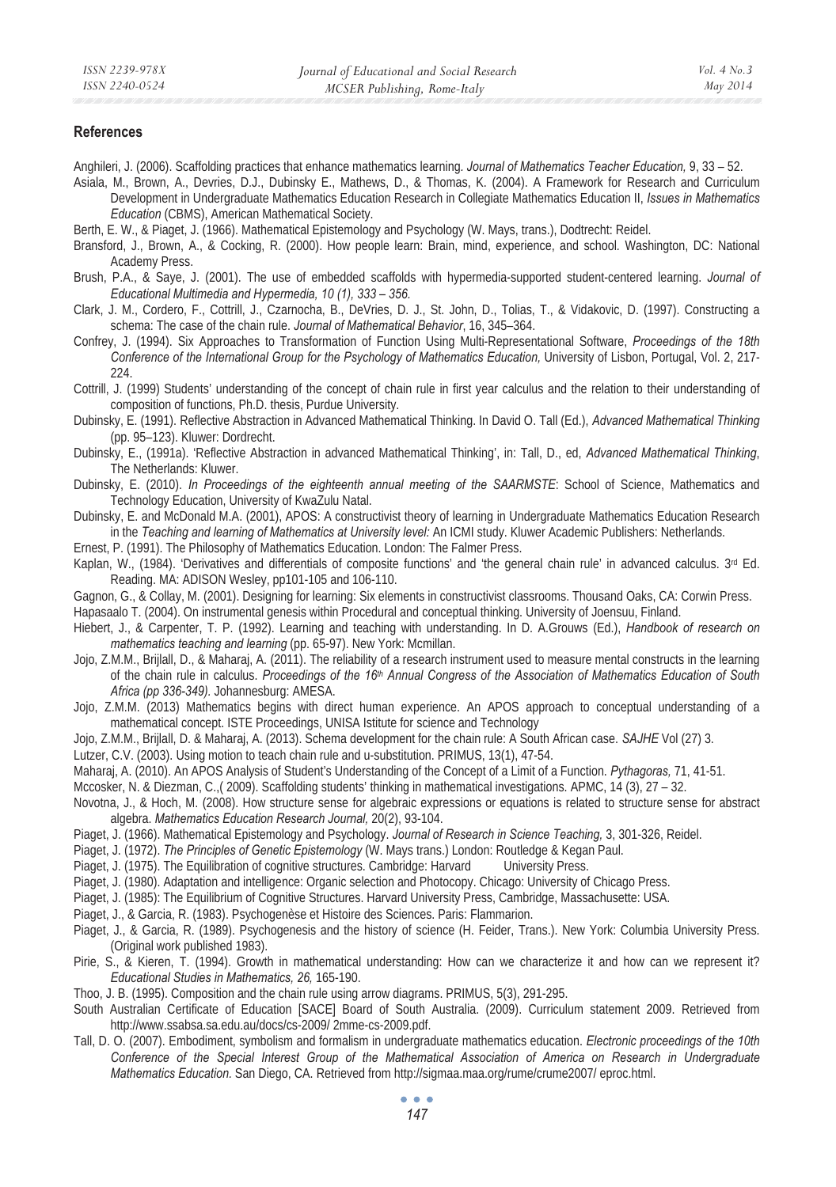## References

Anghileri, J. (2006). Scaffolding practices that enhance mathematics learning. *Journal of Mathematics Teacher Education,* 9, 33 – 52.

Asiala, M., Brown, A., Devries, D.J., Dubinsky E., Mathews, D., & Thomas, K. (2004). A Framework for Research and Curriculum Development in Undergraduate Mathematics Education Research in Collegiate Mathematics Education II, *Issues in Mathematics Education* (CBMS), American Mathematical Society.

Berth, E. W., & Piaget, J. (1966). Mathematical Epistemology and Psychology (W. Mays, trans.), Dodtrecht: Reidel.

Bransford, J., Brown, A., & Cocking, R. (2000). How people learn: Brain, mind, experience, and school. Washington, DC: National Academy Press.

Brush, P.A., & Saye, J. (2001). The use of embedded scaffolds with hypermedia-supported student-centered learning. *Journal of Educational Multimedia and Hypermedia, 10 (1), 333 – 356.*

Clark, J. M., Cordero, F., Cottrill, J., Czarnocha, B., DeVries, D. J., St. John, D., Tolias, T., & Vidakovic, D. (1997). Constructing a schema: The case of the chain rule. *Journal of Mathematical Behavior*, 16, 345–364.

Confrey, J. (1994). Six Approaches to Transformation of Function Using Multi-Representational Software, *Proceedings of the 18th Conference of the International Group for the Psychology of Mathematics Education,* University of Lisbon, Portugal, Vol. 2, 217-224.

Cottrill, J. (1999) Students' understanding of the concept of chain rule in first year calculus and the relation to their understanding of composition of functions, Ph.D. thesis, Purdue University.

Dubinsky, E. (1991). Reflective Abstraction in Advanced Mathematical Thinking. In David O. Tall (Ed.), *Advanced Mathematical Thinking* (pp. 95–123). Kluwer: Dordrecht.

Dubinsky, E., (1991a). 'Reflective Abstraction in advanced Mathematical Thinking', in: Tall, D., ed, *Advanced Mathematical Thinking*, The Netherlands: Kluwer.

Dubinsky, E. (2010). *In Proceedings of the eighteenth annual meeting of the SAARMSTE*: School of Science, Mathematics and Technology Education, University of KwaZulu Natal.

Dubinsky, E. and McDonald M.A. (2001), APOS: A constructivist theory of learning in Undergraduate Mathematics Education Research in the *Teaching and learning of Mathematics at University level:* An ICMI study. Kluwer Academic Publishers: Netherlands.

Ernest, P. (1991). The Philosophy of Mathematics Education. London: The Falmer Press.

Kaplan, W., (1984). 'Derivatives and differentials of composite functions' and 'the general chain rule' in advanced calculus. 3rd Ed. Reading. MA: ADISON Wesley, pp101-105 and 106-110.

Gagnon, G., & Collay, M. (2001). Designing for learning: Six elements in constructivist classrooms. Thousand Oaks, CA: Corwin Press.

Hapasaalo T. (2004). On instrumental genesis within Procedural and conceptual thinking. University of Joensuu, Finland.

Hiebert, J., & Carpenter, T. P. (1992). Learning and teaching with understanding. In D. A.Grouws (Ed.), *Handbook of research on mathematics teaching and learning* (pp. 65-97). New York: Mcmillan.

Jojo, Z.M.M., Brijlall, D., & Maharaj, A. (2011). The reliability of a research instrument used to measure mental constructs in the learning of the chain rule in calculus. *Proceedings of the 16th Annual Congress of the Association of Mathematics Education of South Africa (pp 336-349).* Johannesburg: AMESA.

Jojo, Z.M.M. (2013) Mathematics begins with direct human experience. An APOS approach to conceptual understanding of a mathematical concept. ISTE Proceedings, UNISA Istitute for science and Technology

Jojo, Z.M.M., Brijlall, D. & Maharaj, A. (2013). Schema development for the chain rule: A South African case. *SAJHE* Vol (27) 3.

Lutzer, C.V. (2003). Using motion to teach chain rule and u-substitution. PRIMUS, 13(1), 47-54.

Maharaj, A. (2010). An APOS Analysis of Student's Understanding of the Concept of a Limit of a Function. *Pythagoras,* 71, 41-51.

Mccosker, N. & Diezman, C.,( 2009). Scaffolding students' thinking in mathematical investigations. APMC, 14 (3), 27 – 32.

Novotna, J., & Hoch, M. (2008). How structure sense for algebraic expressions or equations is related to structure sense for abstract algebra. *Mathematics Education Research Journal,* 20(2), 93-104.

Piaget, J. (1966). Mathematical Epistemology and Psychology. *Journal of Research in Science Teaching,* 3, 301-326, Reidel.

Piaget, J. (1972). *The Principles of Genetic Epistemology* (W. Mays trans.) London: Routledge & Kegan Paul.

Piaget, J. (1975). The Equilibration of cognitive structures. Cambridge: Harvard University Press.

Piaget, J. (1980). Adaptation and intelligence: Organic selection and Photocopy. Chicago: University of Chicago Press.

Piaget, J. (1985): The Equilibrium of Cognitive Structures. Harvard University Press, Cambridge, Massachusette: USA.

Piaget, J., & Garcia, R. (1983). Psychogenèse et Histoire des Sciences. Paris: Flammarion.

Piaget, J., & Garcia, R. (1989). Psychogenesis and the history of science (H. Feider, Trans.). New York: Columbia University Press. (Original work published 1983).

Pirie, S., & Kieren, T. (1994). Growth in mathematical understanding: How can we characterize it and how can we represent it? *Educational Studies in Mathematics, 26,* 165-190.

Thoo, J. B. (1995). Composition and the chain rule using arrow diagrams. PRIMUS, 5(3), 291-295.

South Australian Certificate of Education [SACE] Board of South Australia. (2009). Curriculum statement 2009. Retrieved from http://www.ssabsa.sa.edu.au/docs/cs-2009/ 2mme-cs-2009.pdf.

Tall, D. O. (2007). Embodiment, symbolism and formalism in undergraduate mathematics education. *Electronic proceedings of the 10th Conference of the Special Interest Group of the Mathematical Association of America on Research in Undergraduate Mathematics Education.* San Diego, CA. Retrieved from http://sigmaa.maa.org/rume/crume2007/ eproc.html.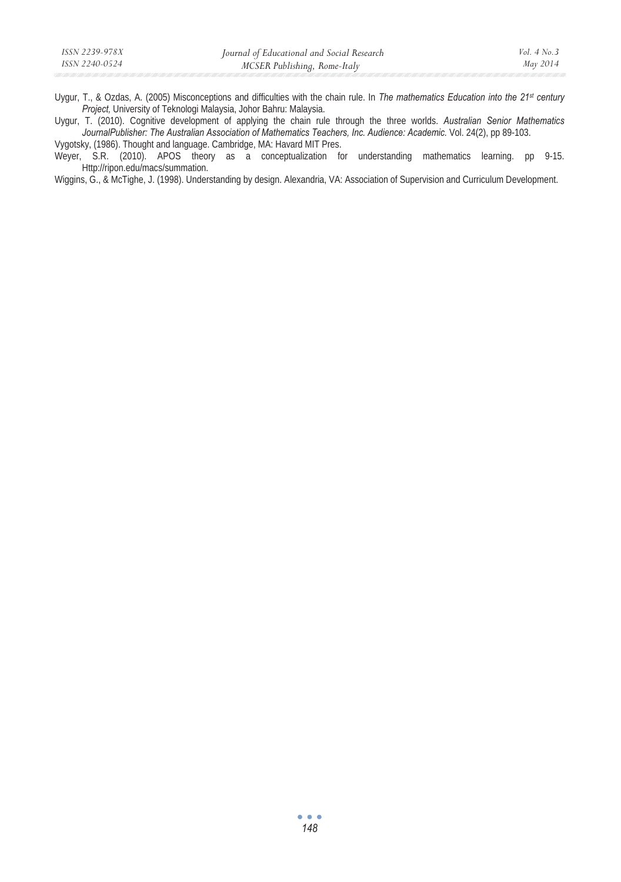Uygur, T., & Ozdas, A. (2005) Misconceptions and difficulties with the chain rule. In *The mathematics Education into the 21st century Project,* University of Teknologi Malaysia, Johor Bahru: Malaysia.

Uygur, T. (2010). Cognitive development of applying the chain rule through the three worlds. *Australian Senior Mathematics JournalPublisher: The Australian Association of Mathematics Teachers, Inc. Audience: Academic.* Vol. 24(2), pp 89-103.

Vygotsky, (1986). Thought and language. Cambridge, MA: Havard MIT Pres.

Weyer, S.R. (2010). APOS theory as a conceptualization for understanding mathematics learning. pp 9-15. Http://ripon.edu/macs/summation.

Wiggins, G., & McTighe, J. (1998). Understanding by design. Alexandria, VA: Association of Supervision and Curriculum Development.